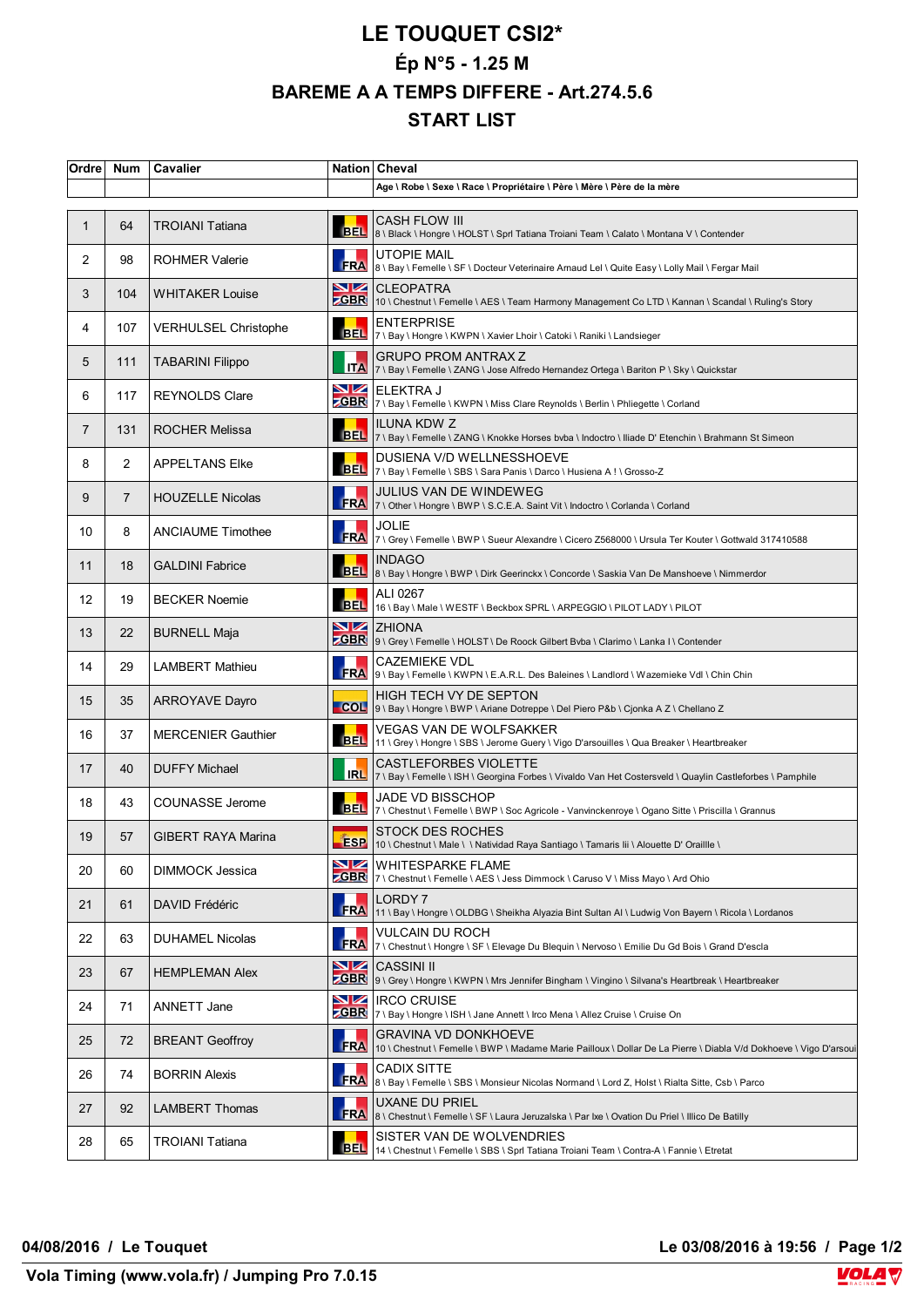# LE TOUQUET CSI2*

## Ép N°5 - 1.25 M

## BAREME A A TEMPS DIFFERE - Art.274.5.6

## START LIST

| Ordre | Num | Cavalier | Nation | Cheval |
|---|---|---|---|---|
| | | | | Age \ Robe \ Sexe \ Race \ Propriétaire \ Père \ Mère \ Père de la mère |
| 1 | 64 | TROIANI Tatiana | BEL | CASH FLOW III<br>8 \ Black \ Hongre \ HOLST \ Sprl Tatiana Troiani Team \ Calato \ Montana V \ Contender |
| 2 | 98 | ROHMER Valerie | FRA | UTOPIE MAIL<br>8 \ Bay \ Femelle \ SF \ Docteur Veterinaire Arnaud Lel \ Quite Easy \ Lolly Mail \ Fergar Mail |
| 3 | 104 | WHITAKER Louise | GBR | CLEOPATRA<br>10 \ Chestnut \ Femelle \ AES \ Team Harmony Management Co LTD \ Kannan \ Scandal \ Ruling's Story |
| 4 | 107 | VERHULSEL Christophe | BEL | ENTERPRISE<br>7 \ Bay \ Hongre \ KWPN \ Xavier Lhoir \ Catoki \ Raniki \ Landsieger |
| 5 | 111 | TABARINI Filippo | ITA | GRUPO PROM ANTRAX Z<br>7 \ Bay \ Femelle \ ZANG \ Jose Alfredo Hernandez Ortega \ Bariton P \ Sky \ Quickstar |
| 6 | 117 | REYNOLDS Clare | GBR | ELEKTRA J<br>7 \ Bay \ Femelle \ KWPN \ Miss Clare Reynolds \ Berlin \ Phliegette \ Corland |
| 7 | 131 | ROCHER Melissa | BEL | ILUNA KDW Z<br>7 \ Bay \ Femelle \ ZANG \ Knokke Horses bvba \ Indoctro \ Iliade D' Etenchin \ Brahmann St Simeon |
| 8 | 2 | APPELTANS Elke | BEL | DUSIENA V/D WELLNESSHOEVE<br>7 \ Bay \ Femelle \ SBS \ Sara Panis \ Darco \ Husiena A ! \ Grosso-Z |
| 9 | 7 | HOUZELLE Nicolas | FRA | JULIUS VAN DE WINDEWEG<br>7 \ Other \ Hongre \ BWP \ S.C.E.A. Saint Vit \ Indoctro \ Corlanda \ Corland |
| 10 | 8 | ANCIAUME Timothee | FRA | JOLIE<br>7 \ Grey \ Femelle \ BWP \ Sueur Alexandre \ Cicero Z568000 \ Ursula Ter Kouter \ Gottwald 317410588 |
| 11 | 18 | GALDINI Fabrice | BEL | INDAGO<br>8 \ Bay \ Hongre \ BWP \ Dirk Geerinckx \ Concorde \ Saskia Van De Manshoeve \ Nimmerdor |
| 12 | 19 | BECKER Noemie | BEL | ALI 0267<br>16 \ Bay \ Male \ WESTF \ Beckbox SPRL \ ARPEGGIO \ PILOT LADY \ PILOT |
| 13 | 22 | BURNELL Maja | GBR | ZHIONA<br>9 \ Grey \ Femelle \ HOLST \ De Roock Gilbert Bvba \ Clarimo \ Lanka I \ Contender |
| 14 | 29 | LAMBERT Mathieu | FRA | CAZEMIEKE VDL<br>9 \ Bay \ Femelle \ KWPN \ E.A.R.L. Des Baleines \ Landlord \ Wazemieke Vdl \ Chin Chin |
| 15 | 35 | ARROYAVE Dayro | COL | HIGH TECH VY DE SEPTON<br>9 \ Bay \ Hongre \ BWP \ Ariane Dotreppe \ Del Piero P&b \ Cjonka A Z \ Chellano Z |
| 16 | 37 | MERCENIER Gauthier | BEL | VEGAS VAN DE WOLFSAKKER<br>11 \ Grey \ Hongre \ SBS \ Jerome Guery \ Vigo D'arsouilles \ Qua Breaker \ Heartbreaker |
| 17 | 40 | DUFFY Michael | IRL | CASTLEFORBES VIOLETTE<br>7 \ Bay \ Femelle \ ISH \ Georgina Forbes \ Vivaldo Van Het Costersveld \ Quaylin Castleforbes \ Pamphile |
| 18 | 43 | COUNASSE Jerome | BEL | JADE VD BISSCHOP<br>7 \ Chestnut \ Femelle \ BWP \ Soc Agricole - Vanvinckenroye \ Ogano Sitte \ Priscilla \ Grannus |
| 19 | 57 | GIBERT RAYA Marina | ESP | STOCK DES ROCHES<br>10 \ Chestnut \ Male \ \ Natividad Raya Santiago \ Tamaris Iii \ Alouette D' Oraillle \ |
| 20 | 60 | DIMMOCK Jessica | GBR | WHITESPARKE FLAME<br>7 \ Chestnut \ Femelle \ AES \ Jess Dimmock \ Caruso V \ Miss Mayo \ Ard Ohio |
| 21 | 61 | DAVID Frédéric | FRA | LORDY 7<br>11 \ Bay \ Hongre \ OLDBG \ Sheikha Alyazia Bint Sultan Al \ Ludwig Von Bayern \ Ricola \ Lordanos |
| 22 | 63 | DUHAMEL Nicolas | FRA | VULCAIN DU ROCH<br>7 \ Chestnut \ Hongre \ SF \ Elevage Du Blequin \ Nervoso \ Emilie Du Gd Bois \ Grand D'escla |
| 23 | 67 | HEMPLEMAN Alex | GBR | CASSINI II<br>9 \ Grey \ Hongre \ KWPN \ Mrs Jennifer Bingham \ Vingino \ Silvana's Heartbreak \ Heartbreaker |
| 24 | 71 | ANNETT Jane | GBR | IRCO CRUISE<br>7 \ Bay \ Hongre \ ISH \ Jane Annett \ Irco Mena \ Allez Cruise \ Cruise On |
| 25 | 72 | BREANT Geoffroy | FRA | GRAVINA VD DONKHOEVE<br>10 \ Chestnut \ Femelle \ BWP \ Madame Marie Pailloux \ Dollar De La Pierre \ Diabla V/d Dokhoeve \ Vigo D'arsoui |
| 26 | 74 | BORRIN Alexis | FRA | CADIX SITTE<br>8 \ Bay \ Femelle \ SBS \ Monsieur Nicolas Normand \ Lord Z, Holst \ Rialta Sitte, Csb \ Parco |
| 27 | 92 | LAMBERT Thomas | FRA | UXANE DU PRIEL<br>8 \ Chestnut \ Femelle \ SF \ Laura Jeruzalska \ Par Ixe \ Ovation Du Priel \ Illico De Batilly |
| 28 | 65 | TROIANI Tatiana | BEL | SISTER VAN DE WOLVENDRIES<br>14 \ Chestnut \ Femelle \ SBS \ Sprl Tatiana Troiani Team \ Contra-A \ Fannie \ Etretat |

04/08/2016 / Le Touquet

Le 03/08/2016 à 19:56

Vola Timing (www.vola.fr) / Jumping Pro 7.0.15